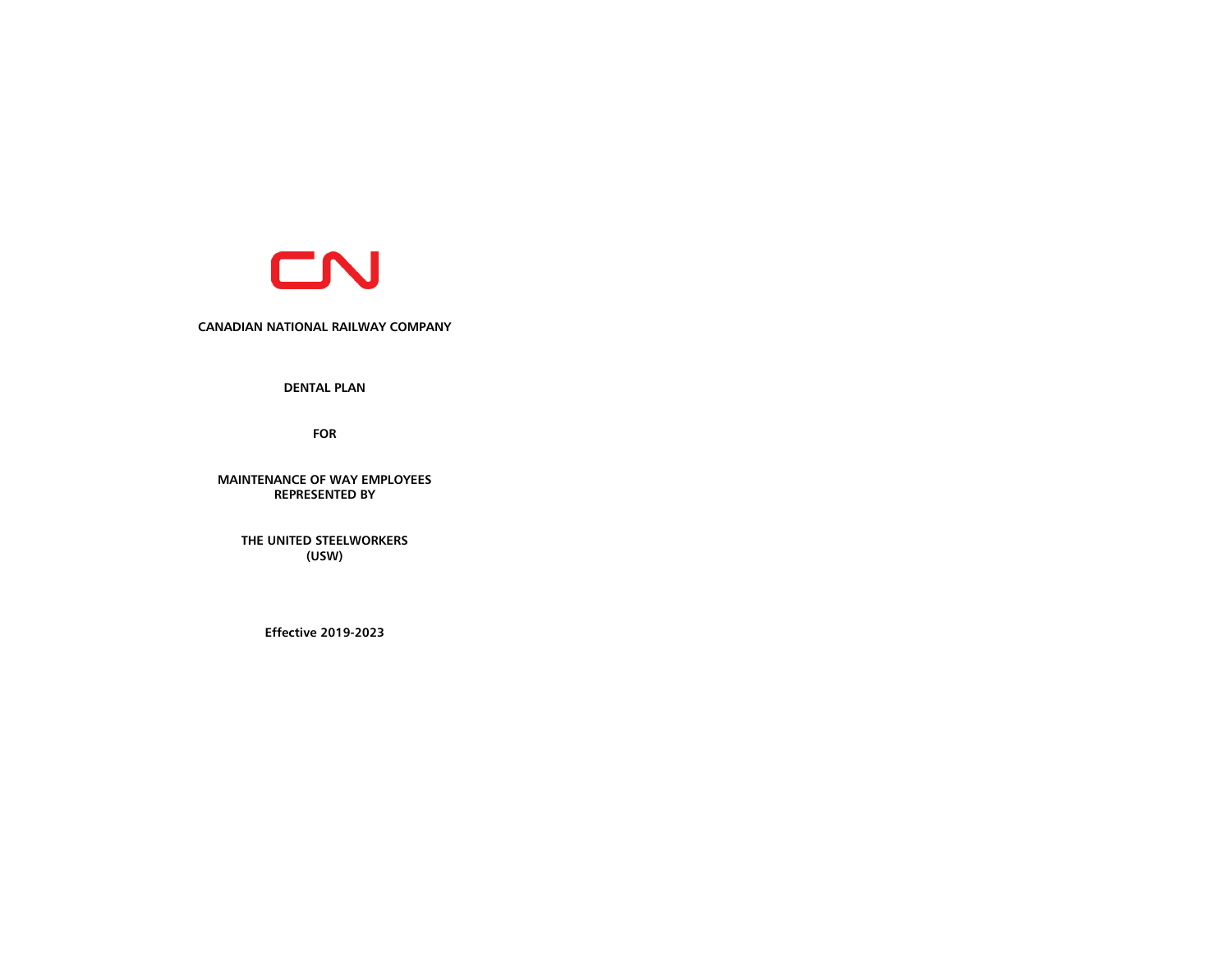**CANADIAN NATIONAL RAILWAY COMPANY**

**DENTAL PLAN**

**FOR**

**MAINTENANCE OF WAY EMPLOYEES**
**REPRESENTED BY**

**THE UNITED STEELWORKERS**
**(USW)**

**Effective 2019-2023**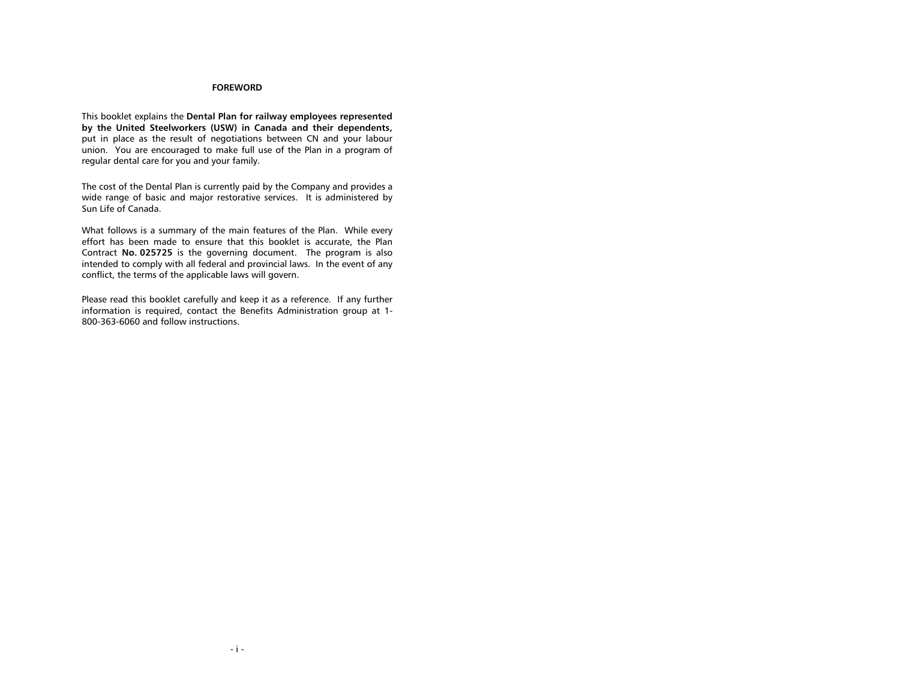# FOREWORD

This booklet explains the **Dental Plan for railway employees represented by the United Steelworkers (USW) in Canada and their dependents,** put in place as the result of negotiations between CN and your labour union. You are encouraged to make full use of the Plan in a program of regular dental care for you and your family.

The cost of the Dental Plan is currently paid by the Company and provides a wide range of basic and major restorative services. It is administered by Sun Life of Canada.

What follows is a summary of the main features of the Plan. While every effort has been made to ensure that this booklet is accurate, the Plan Contract **No. 025725** is the governing document. The program is also intended to comply with all federal and provincial laws. In the event of any conflict, the terms of the applicable laws will govern.

Please read this booklet carefully and keep it as a reference. If any further information is required, contact the Benefits Administration group at 1-800-363-6060 and follow instructions.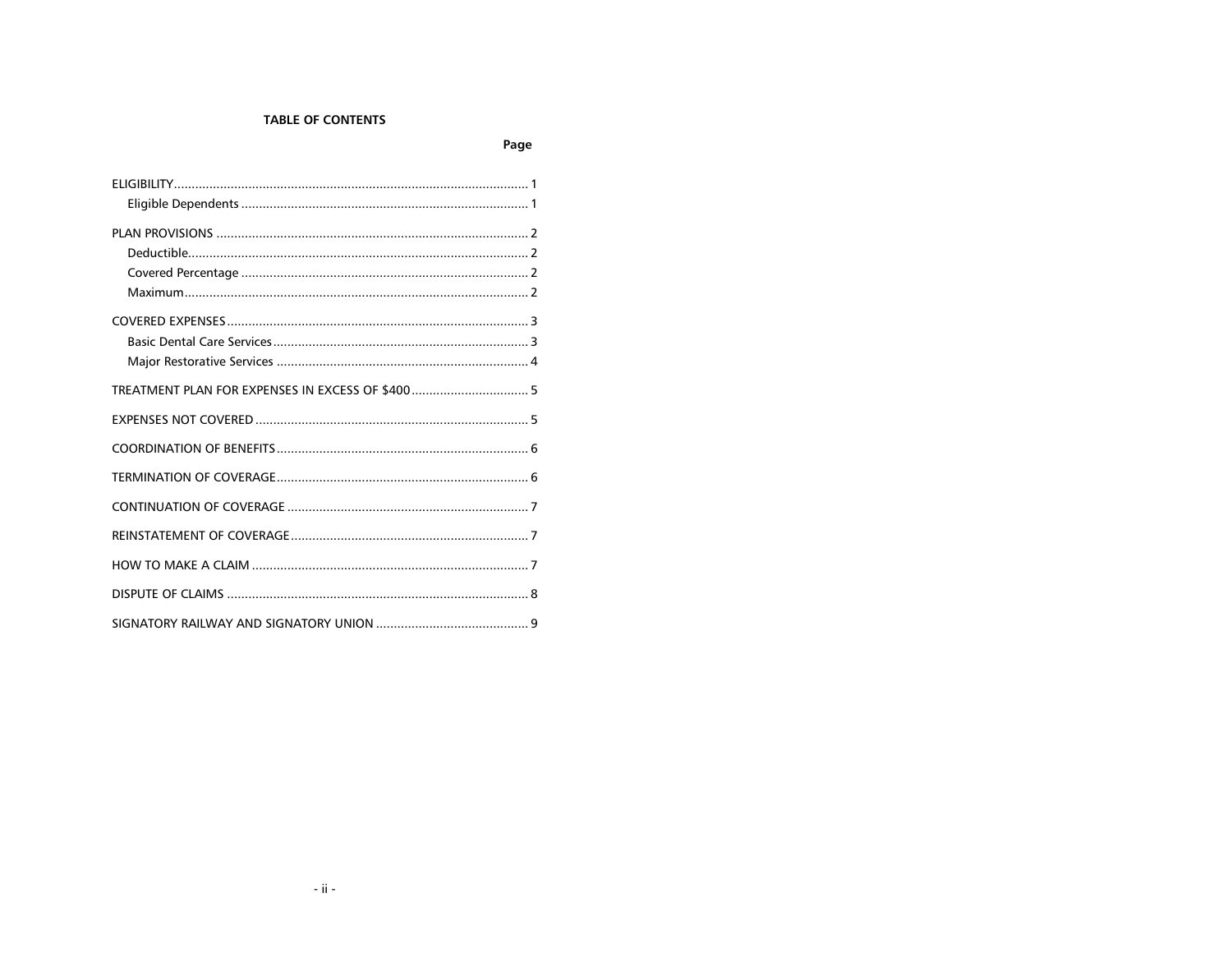# TABLE OF CONTENTS

| | Page |
|---|---|
| ELIGIBILITY | 1 |
| Eligible Dependents | 1 |
| PLAN PROVISIONS | 2 |
| Deductible | 2 |
| Covered Percentage | 2 |
| Maximum | 2 |
| COVERED EXPENSES | 3 |
| Basic Dental Care Services | 3 |
| Major Restorative Services | 4 |
| TREATMENT PLAN FOR EXPENSES IN EXCESS OF $400 | 5 |
| EXPENSES NOT COVERED | 5 |
| COORDINATION OF BENEFITS | 6 |
| TERMINATION OF COVERAGE | 6 |
| CONTINUATION OF COVERAGE | 7 |
| REINSTATEMENT OF COVERAGE | 7 |
| HOW TO MAKE A CLAIM | 7 |
| DISPUTE OF CLAIMS | 8 |
| SIGNATORY RAILWAY AND SIGNATORY UNION | 9 |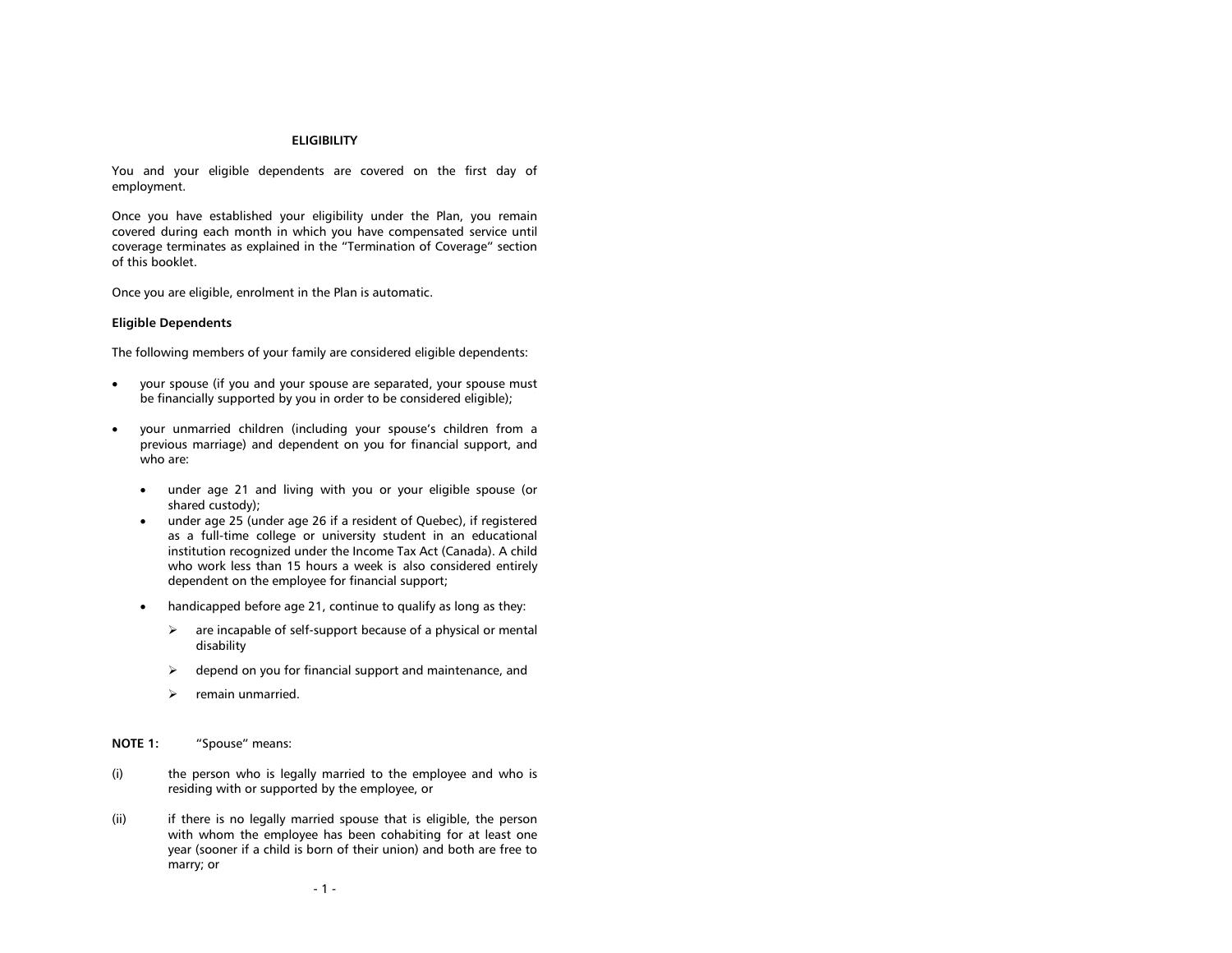## ELIGIBILITY

You and your eligible dependents are covered on the first day of employment.

Once you have established your eligibility under the Plan, you remain covered during each month in which you have compensated service until coverage terminates as explained in the "Termination of Coverage" section of this booklet.

Once you are eligible, enrolment in the Plan is automatic.

### Eligible Dependents

The following members of your family are considered eligible dependents:

- your spouse (if you and your spouse are separated, your spouse must be financially supported by you in order to be considered eligible);
- your unmarried children (including your spouse's children from a previous marriage) and dependent on you for financial support, and who are:
  - under age 21 and living with you or your eligible spouse (or shared custody);
  - under age 25 (under age 26 if a resident of Quebec), if registered as a full-time college or university student in an educational institution recognized under the Income Tax Act (Canada). A child who work less than 15 hours a week is also considered entirely dependent on the employee for financial support;
  - handicapped before age 21, continue to qualify as long as they:
    - are incapable of self-support because of a physical or mental disability
    - depend on you for financial support and maintenance, and
    - remain unmarried.

**NOTE 1:** "Spouse" means:

(i) the person who is legally married to the employee and who is residing with or supported by the employee, or

(ii) if there is no legally married spouse that is eligible, the person with whom the employee has been cohabiting for at least one year (sooner if a child is born of their union) and both are free to marry; or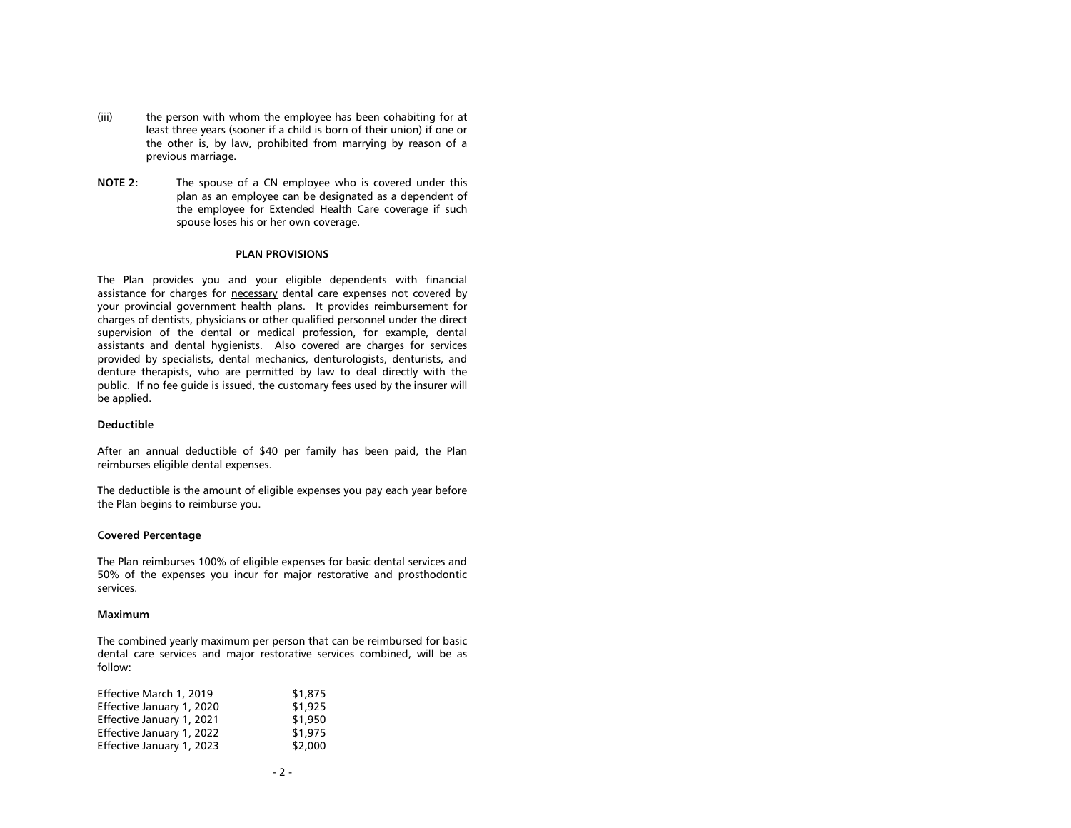(iii) the person with whom the employee has been cohabiting for at least three years (sooner if a child is born of their union) if one or the other is, by law, prohibited from marrying by reason of a previous marriage.

**NOTE 2:** The spouse of a CN employee who is covered under this plan as an employee can be designated as a dependent of the employee for Extended Health Care coverage if such spouse loses his or her own coverage.

## PLAN PROVISIONS

The Plan provides you and your eligible dependents with financial assistance for charges for <u>necessary</u> dental care expenses not covered by your provincial government health plans. It provides reimbursement for charges of dentists, physicians or other qualified personnel under the direct supervision of the dental or medical profession, for example, dental assistants and dental hygienists. Also covered are charges for services provided by specialists, dental mechanics, denturologists, denturists, and denture therapists, who are permitted by law to deal directly with the public. If no fee guide is issued, the customary fees used by the insurer will be applied.

### Deductible

After an annual deductible of $40 per family has been paid, the Plan reimburses eligible dental expenses.

The deductible is the amount of eligible expenses you pay each year before the Plan begins to reimburse you.

### Covered Percentage

The Plan reimburses 100% of eligible expenses for basic dental services and 50% of the expenses you incur for major restorative and prosthodontic services.

### Maximum

The combined yearly maximum per person that can be reimbursed for basic dental care services and major restorative services combined, will be as follow:

| | |
|---|---|
| Effective March 1, 2019 | $1,875 |
| Effective January 1, 2020 | $1,925 |
| Effective January 1, 2021 | $1,950 |
| Effective January 1, 2022 | $1,975 |
| Effective January 1, 2023 | $2,000 |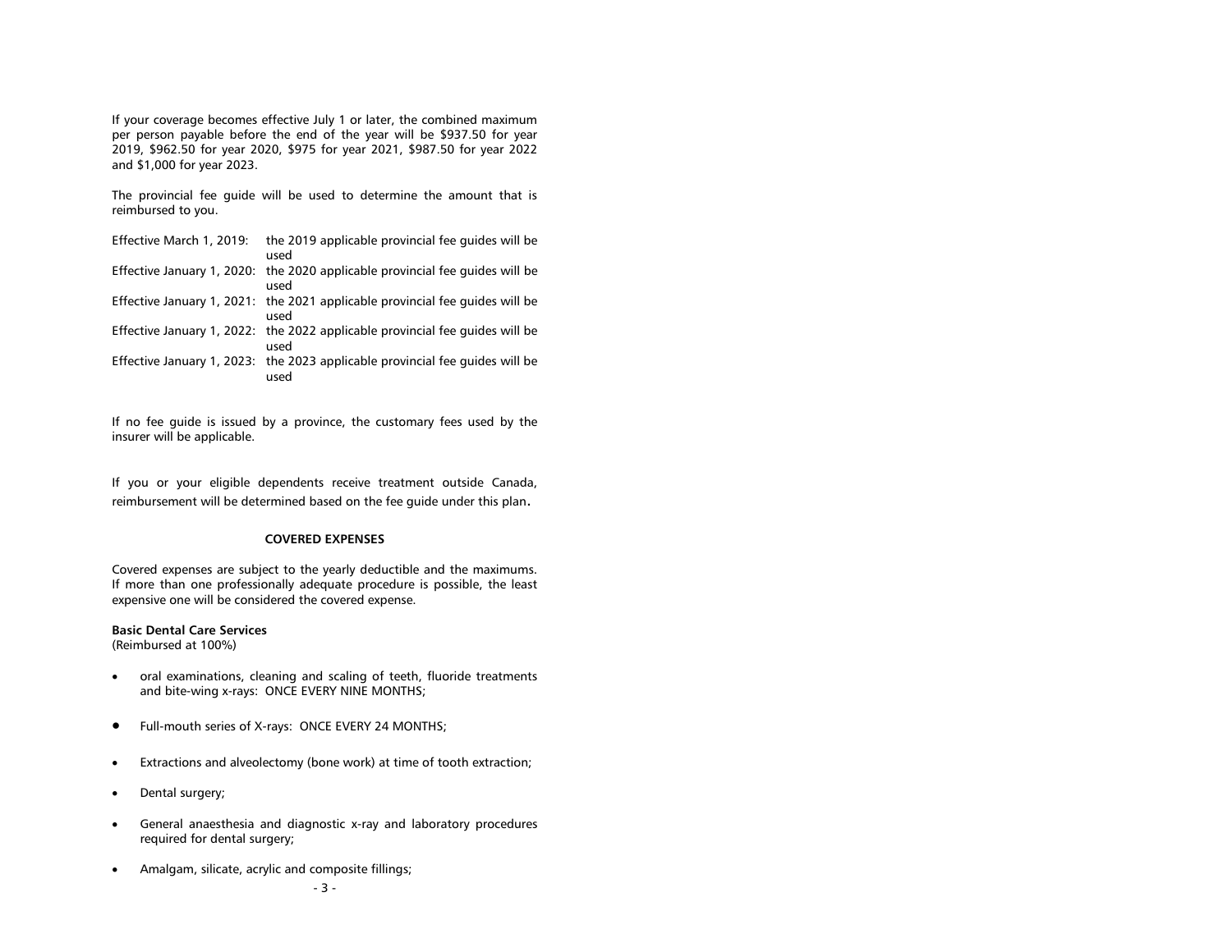If your coverage becomes effective July 1 or later, the combined maximum per person payable before the end of the year will be $937.50 for year 2019, $962.50 for year 2020, $975 for year 2021, $987.50 for year 2022 and $1,000 for year 2023.

The provincial fee guide will be used to determine the amount that is reimbursed to you.

| | |
|---|---|
| Effective March 1, 2019: | the 2019 applicable provincial fee guides will be used |
| Effective January 1, 2020: | the 2020 applicable provincial fee guides will be used |
| Effective January 1, 2021: | the 2021 applicable provincial fee guides will be used |
| Effective January 1, 2022: | the 2022 applicable provincial fee guides will be used |
| Effective January 1, 2023: | the 2023 applicable provincial fee guides will be used |

If no fee guide is issued by a province, the customary fees used by the insurer will be applicable.

If you or your eligible dependents receive treatment outside Canada, reimbursement will be determined based on the fee guide under this plan.

## COVERED EXPENSES

Covered expenses are subject to the yearly deductible and the maximums. If more than one professionally adequate procedure is possible, the least expensive one will be considered the covered expense.

**Basic Dental Care Services**
(Reimbursed at 100%)

- oral examinations, cleaning and scaling of teeth, fluoride treatments and bite-wing x-rays: ONCE EVERY NINE MONTHS;
- Full-mouth series of X-rays: ONCE EVERY 24 MONTHS;
- Extractions and alveolectomy (bone work) at time of tooth extraction;
- Dental surgery;
- General anaesthesia and diagnostic x-ray and laboratory procedures required for dental surgery;
- Amalgam, silicate, acrylic and composite fillings;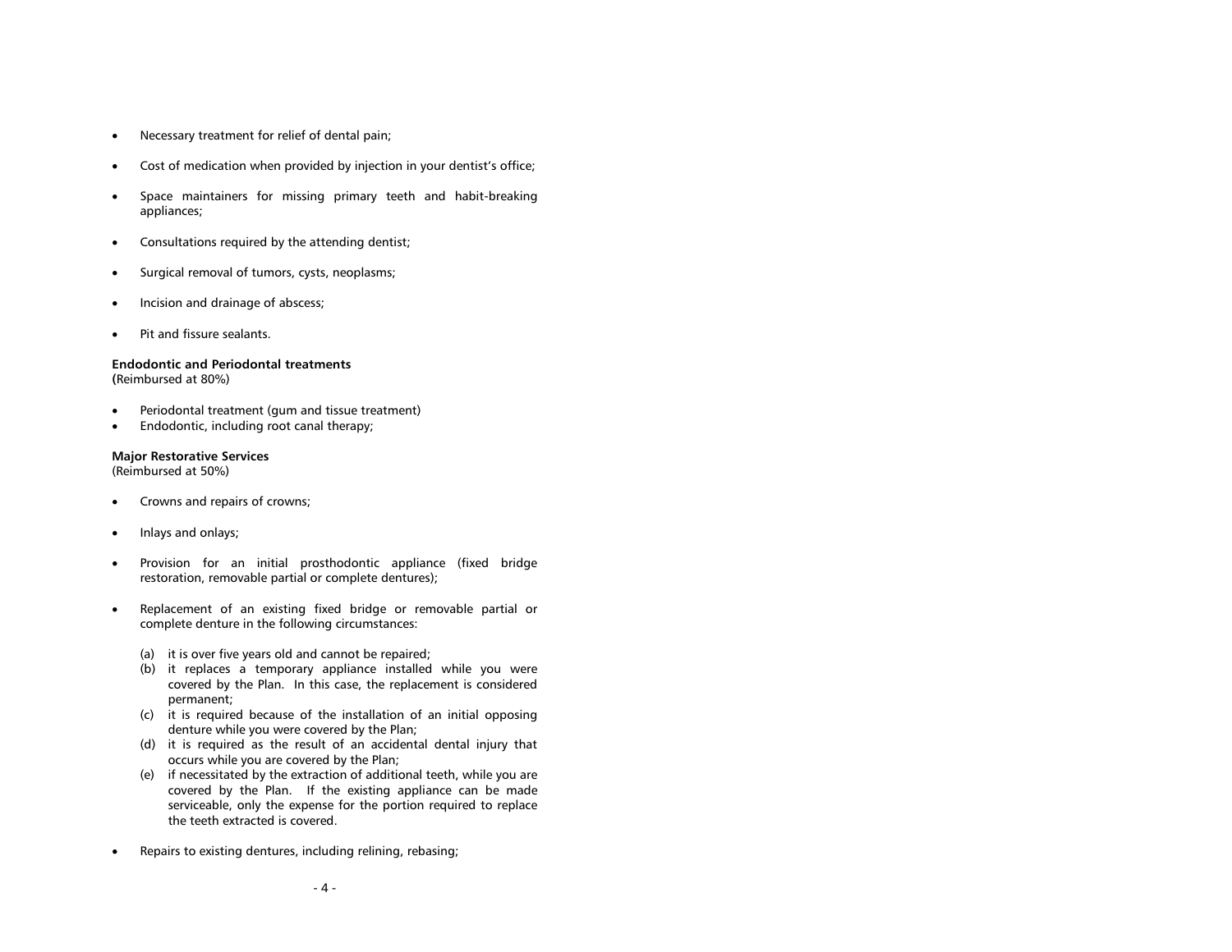- Necessary treatment for relief of dental pain;
- Cost of medication when provided by injection in your dentist's office;
- Space maintainers for missing primary teeth and habit-breaking appliances;
- Consultations required by the attending dentist;
- Surgical removal of tumors, cysts, neoplasms;
- Incision and drainage of abscess;
- Pit and fissure sealants.

**Endodontic and Periodontal treatments**
(Reimbursed at 80%)

- Periodontal treatment (gum and tissue treatment)
- Endodontic, including root canal therapy;

**Major Restorative Services**
(Reimbursed at 50%)

- Crowns and repairs of crowns;
- Inlays and onlays;
- Provision for an initial prosthodontic appliance (fixed bridge restoration, removable partial or complete dentures);
- Replacement of an existing fixed bridge or removable partial or complete denture in the following circumstances:

  (a) it is over five years old and cannot be repaired;
  (b) it replaces a temporary appliance installed while you were covered by the Plan. In this case, the replacement is considered permanent;
  (c) it is required because of the installation of an initial opposing denture while you were covered by the Plan;
  (d) it is required as the result of an accidental dental injury that occurs while you are covered by the Plan;
  (e) if necessitated by the extraction of additional teeth, while you are covered by the Plan. If the existing appliance can be made serviceable, only the expense for the portion required to replace the teeth extracted is covered.

- Repairs to existing dentures, including relining, rebasing;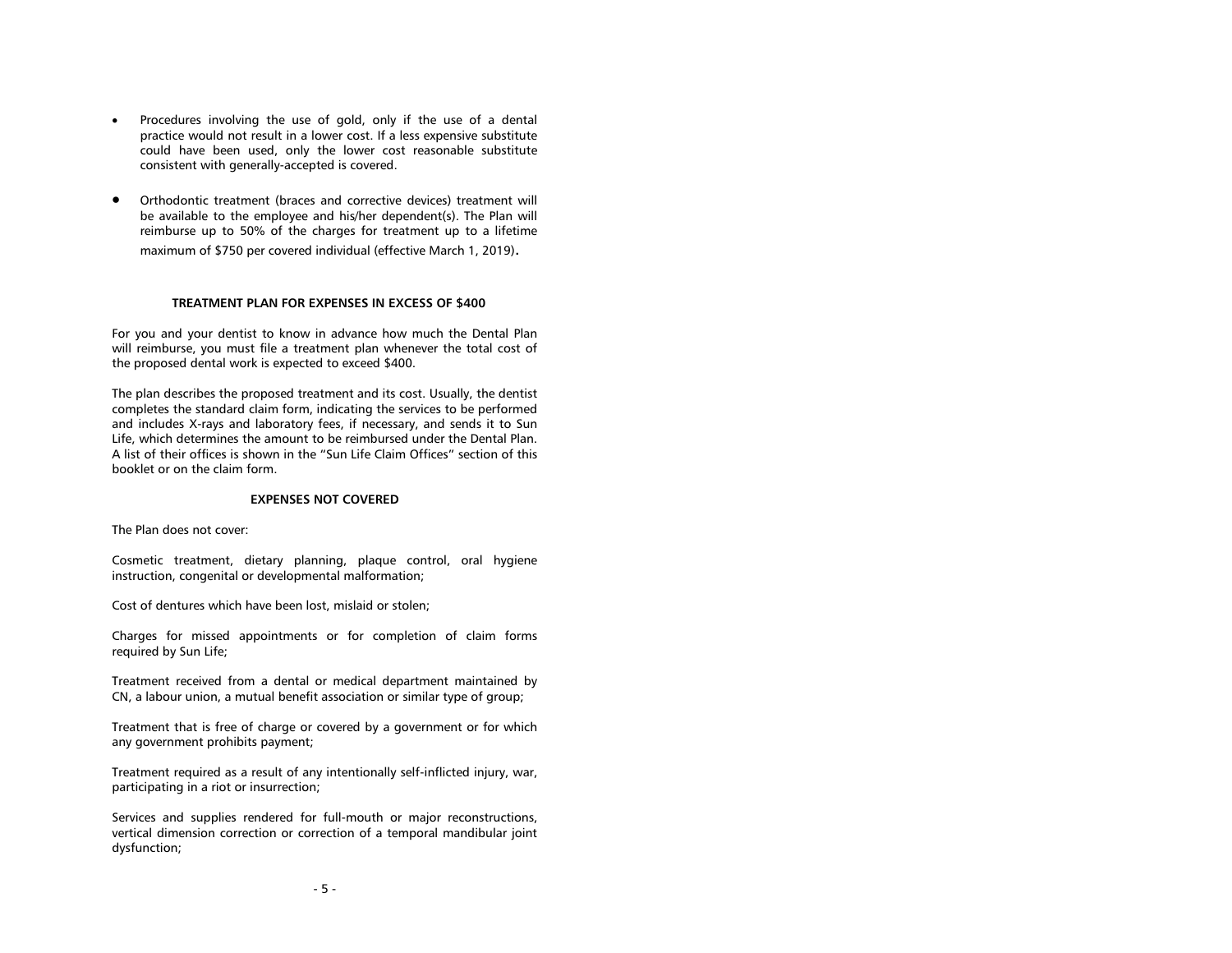- Procedures involving the use of gold, only if the use of a dental practice would not result in a lower cost. If a less expensive substitute could have been used, only the lower cost reasonable substitute consistent with generally-accepted is covered.

- Orthodontic treatment (braces and corrective devices) treatment will be available to the employee and his/her dependent(s). The Plan will reimburse up to 50% of the charges for treatment up to a lifetime maximum of $750 per covered individual (effective March 1, 2019).

**TREATMENT PLAN FOR EXPENSES IN EXCESS OF $400**

For you and your dentist to know in advance how much the Dental Plan will reimburse, you must file a treatment plan whenever the total cost of the proposed dental work is expected to exceed $400.

The plan describes the proposed treatment and its cost. Usually, the dentist completes the standard claim form, indicating the services to be performed and includes X-rays and laboratory fees, if necessary, and sends it to Sun Life, which determines the amount to be reimbursed under the Dental Plan. A list of their offices is shown in the "Sun Life Claim Offices" section of this booklet or on the claim form.

**EXPENSES NOT COVERED**

The Plan does not cover:

Cosmetic treatment, dietary planning, plaque control, oral hygiene instruction, congenital or developmental malformation;

Cost of dentures which have been lost, mislaid or stolen;

Charges for missed appointments or for completion of claim forms required by Sun Life;

Treatment received from a dental or medical department maintained by CN, a labour union, a mutual benefit association or similar type of group;

Treatment that is free of charge or covered by a government or for which any government prohibits payment;

Treatment required as a result of any intentionally self-inflicted injury, war, participating in a riot or insurrection;

Services and supplies rendered for full-mouth or major reconstructions, vertical dimension correction or correction of a temporal mandibular joint dysfunction;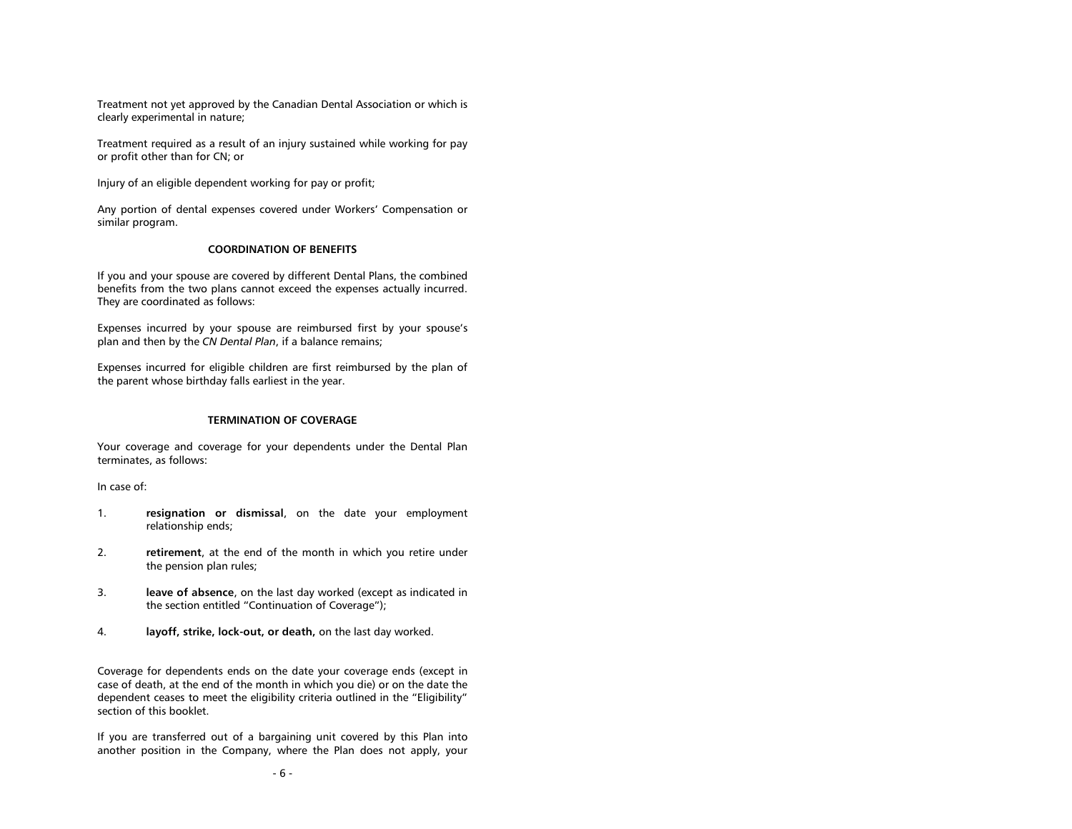Treatment not yet approved by the Canadian Dental Association or which is clearly experimental in nature;

Treatment required as a result of an injury sustained while working for pay or profit other than for CN; or

Injury of an eligible dependent working for pay or profit;

Any portion of dental expenses covered under Workers' Compensation or similar program.

## COORDINATION OF BENEFITS

If you and your spouse are covered by different Dental Plans, the combined benefits from the two plans cannot exceed the expenses actually incurred. They are coordinated as follows:

Expenses incurred by your spouse are reimbursed first by your spouse's plan and then by the *CN Dental Plan*, if a balance remains;

Expenses incurred for eligible children are first reimbursed by the plan of the parent whose birthday falls earliest in the year.

## TERMINATION OF COVERAGE

Your coverage and coverage for your dependents under the Dental Plan terminates, as follows:

In case of:

1. **resignation or dismissal**, on the date your employment relationship ends;
2. **retirement**, at the end of the month in which you retire under the pension plan rules;
3. **leave of absence**, on the last day worked (except as indicated in the section entitled "Continuation of Coverage");
4. **layoff, strike, lock-out, or death,** on the last day worked.

Coverage for dependents ends on the date your coverage ends (except in case of death, at the end of the month in which you die) or on the date the dependent ceases to meet the eligibility criteria outlined in the "Eligibility" section of this booklet.

If you are transferred out of a bargaining unit covered by this Plan into another position in the Company, where the Plan does not apply, your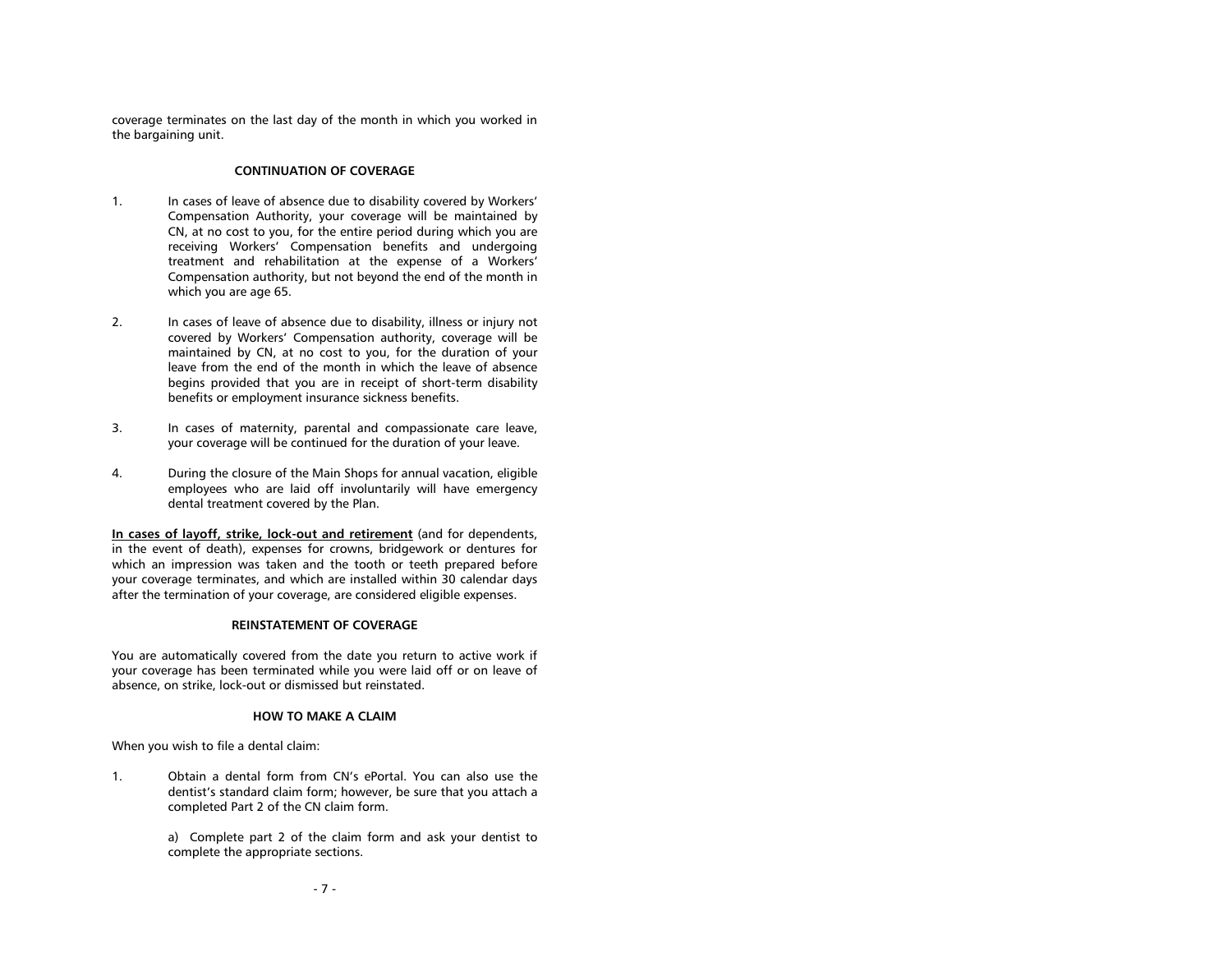coverage terminates on the last day of the month in which you worked in the bargaining unit.

## CONTINUATION OF COVERAGE

1. In cases of leave of absence due to disability covered by Workers' Compensation Authority, your coverage will be maintained by CN, at no cost to you, for the entire period during which you are receiving Workers' Compensation benefits and undergoing treatment and rehabilitation at the expense of a Workers' Compensation authority, but not beyond the end of the month in which you are age 65.

2. In cases of leave of absence due to disability, illness or injury not covered by Workers' Compensation authority, coverage will be maintained by CN, at no cost to you, for the duration of your leave from the end of the month in which the leave of absence begins provided that you are in receipt of short-term disability benefits or employment insurance sickness benefits.

3. In cases of maternity, parental and compassionate care leave, your coverage will be continued for the duration of your leave.

4. During the closure of the Main Shops for annual vacation, eligible employees who are laid off involuntarily will have emergency dental treatment covered by the Plan.

**<u>In cases of layoff, strike, lock-out and retirement</u>** (and for dependents, in the event of death), expenses for crowns, bridgework or dentures for which an impression was taken and the tooth or teeth prepared before your coverage terminates, and which are installed within 30 calendar days after the termination of your coverage, are considered eligible expenses.

## REINSTATEMENT OF COVERAGE

You are automatically covered from the date you return to active work if your coverage has been terminated while you were laid off or on leave of absence, on strike, lock-out or dismissed but reinstated.

## HOW TO MAKE A CLAIM

When you wish to file a dental claim:

1. Obtain a dental form from CN's ePortal. You can also use the dentist's standard claim form; however, be sure that you attach a completed Part 2 of the CN claim form.

   a) Complete part 2 of the claim form and ask your dentist to complete the appropriate sections.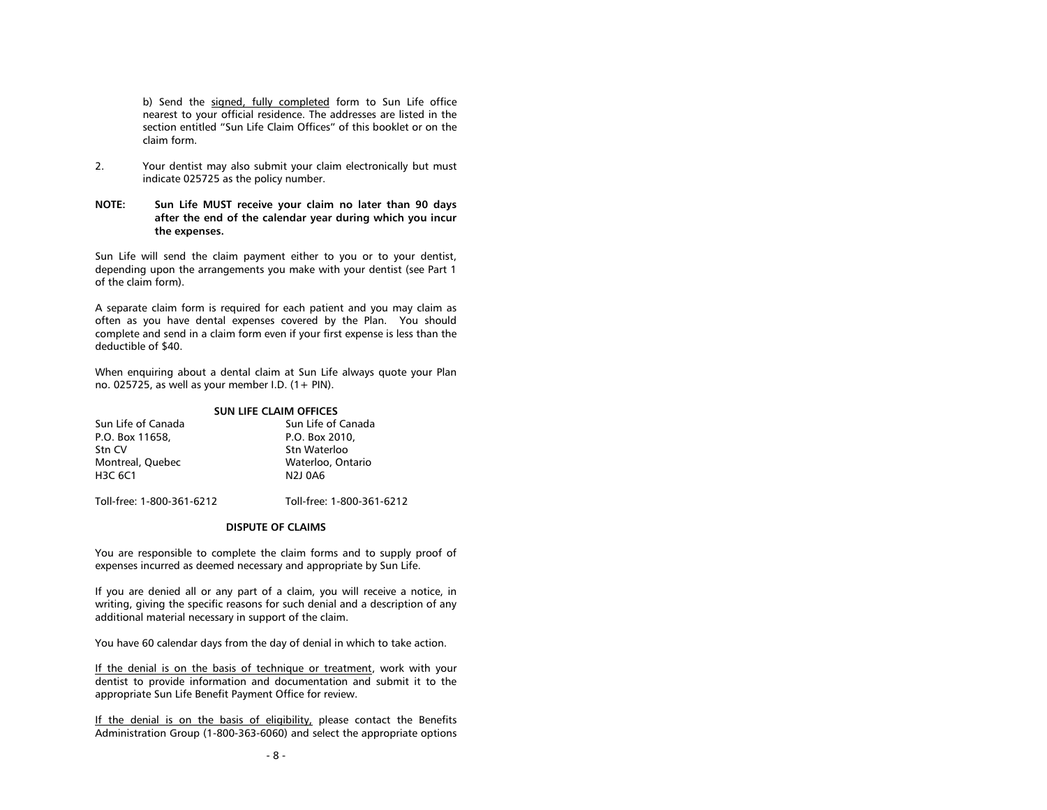b) Send the <u>signed, fully completed</u> form to Sun Life office nearest to your official residence. The addresses are listed in the section entitled "Sun Life Claim Offices" of this booklet or on the claim form.

2. Your dentist may also submit your claim electronically but must indicate 025725 as the policy number.

**NOTE: Sun Life MUST receive your claim no later than 90 days after the end of the calendar year during which you incur the expenses.**

Sun Life will send the claim payment either to you or to your dentist, depending upon the arrangements you make with your dentist (see Part 1 of the claim form).

A separate claim form is required for each patient and you may claim as often as you have dental expenses covered by the Plan. You should complete and send in a claim form even if your first expense is less than the deductible of $40.

When enquiring about a dental claim at Sun Life always quote your Plan no. 025725, as well as your member I.D. (1+ PIN).

**SUN LIFE CLAIM OFFICES**

| Sun Life of Canada | Sun Life of Canada |
|---|---|
| P.O. Box 11658, | P.O. Box 2010, |
| Stn CV | Stn Waterloo |
| Montreal, Quebec | Waterloo, Ontario |
| H3C 6C1 | N2J 0A6 |
| Toll-free: 1-800-361-6212 | Toll-free: 1-800-361-6212 |

**DISPUTE OF CLAIMS**

You are responsible to complete the claim forms and to supply proof of expenses incurred as deemed necessary and appropriate by Sun Life.

If you are denied all or any part of a claim, you will receive a notice, in writing, giving the specific reasons for such denial and a description of any additional material necessary in support of the claim.

You have 60 calendar days from the day of denial in which to take action.

<u>If the denial is on the basis of technique or treatment</u>, work with your dentist to provide information and documentation and submit it to the appropriate Sun Life Benefit Payment Office for review.

<u>If the denial is on the basis of eligibility,</u> please contact the Benefits Administration Group (1-800-363-6060) and select the appropriate options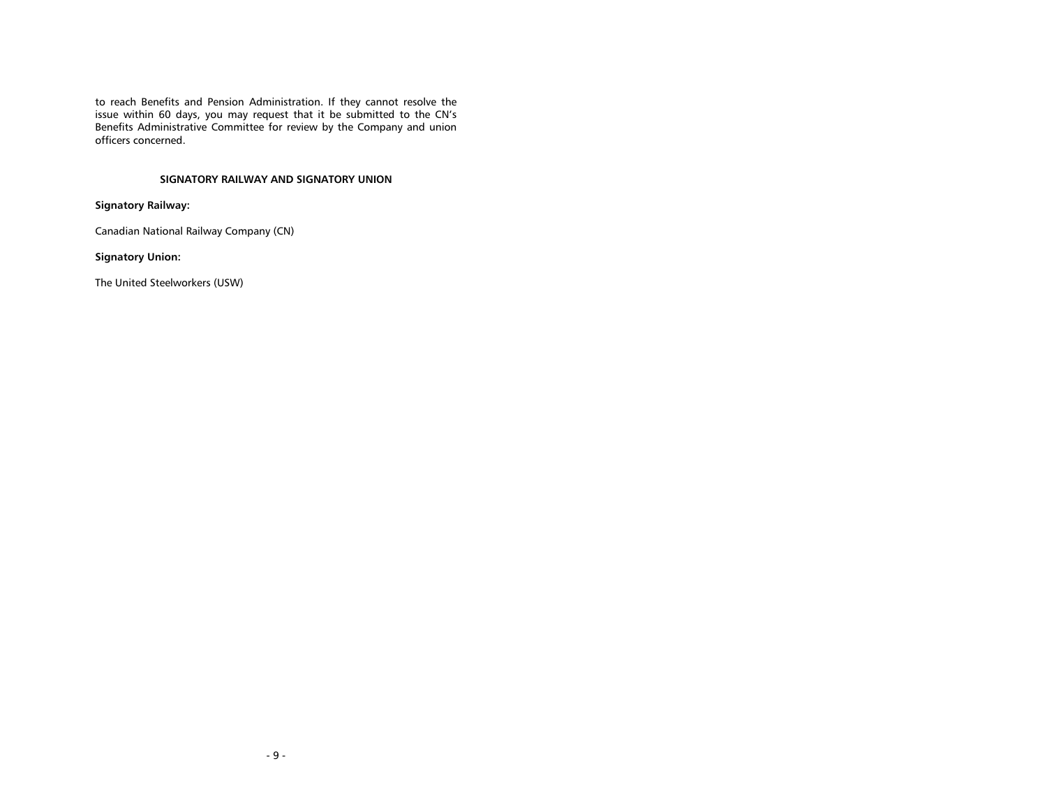to reach Benefits and Pension Administration. If they cannot resolve the issue within 60 days, you may request that it be submitted to the CN's Benefits Administrative Committee for review by the Company and union officers concerned.

## SIGNATORY RAILWAY AND SIGNATORY UNION

**Signatory Railway:**

Canadian National Railway Company (CN)

**Signatory Union:**

The United Steelworkers (USW)